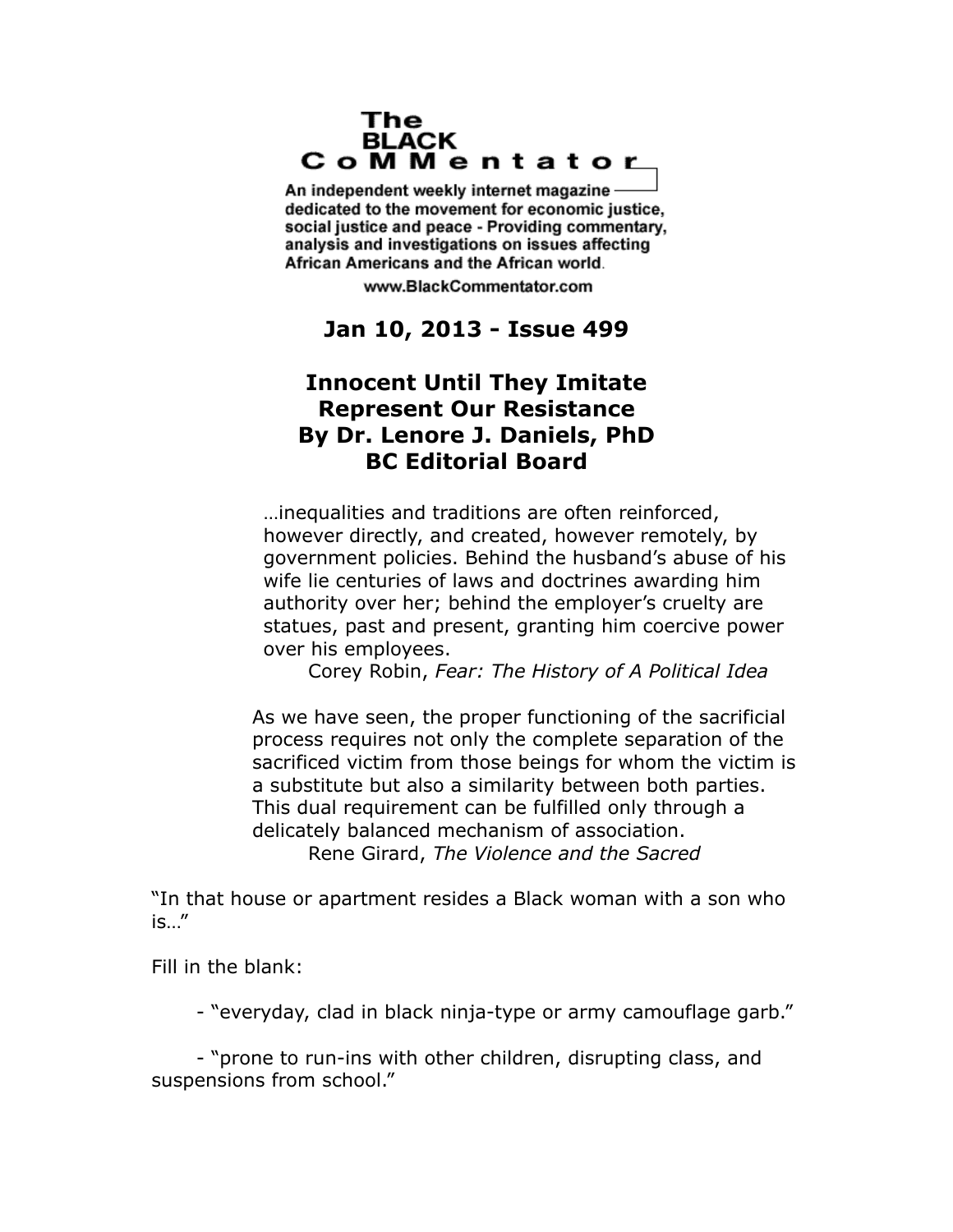The BLACK CoMMentator

An independent weekly internet magazine dedicated to the movement for economic justice, social justice and peace - Providing commentary, analysis and investigations on issues affecting African Americans and the African world.

www.BlackCommentator.com

**Jan 10, 2013 - Issue 499**

# Innocent Until They Imitate Represent Our Resistance

**By Dr. Lenore J. Daniels, PhD**
**BC Editorial Board**

> …inequalities and traditions are often reinforced, however directly, and created, however remotely, by government policies. Behind the husband's abuse of his wife lie centuries of laws and doctrines awarding him authority over her; behind the employer's cruelty are statues, past and present, granting him coercive power over his employees.
>
> Corey Robin, *Fear: The History of A Political Idea*

> As we have seen, the proper functioning of the sacrificial process requires not only the complete separation of the sacrificed victim from those beings for whom the victim is a substitute but also a similarity between both parties. This dual requirement can be fulfilled only through a delicately balanced mechanism of association.
>
> Rene Girard, *The Violence and the Sacred*

"In that house or apartment resides a Black woman with a son who is…"

Fill in the blank:

- "everyday, clad in black ninja-type or army camouflage garb."

- "prone to run-ins with other children, disrupting class, and suspensions from school."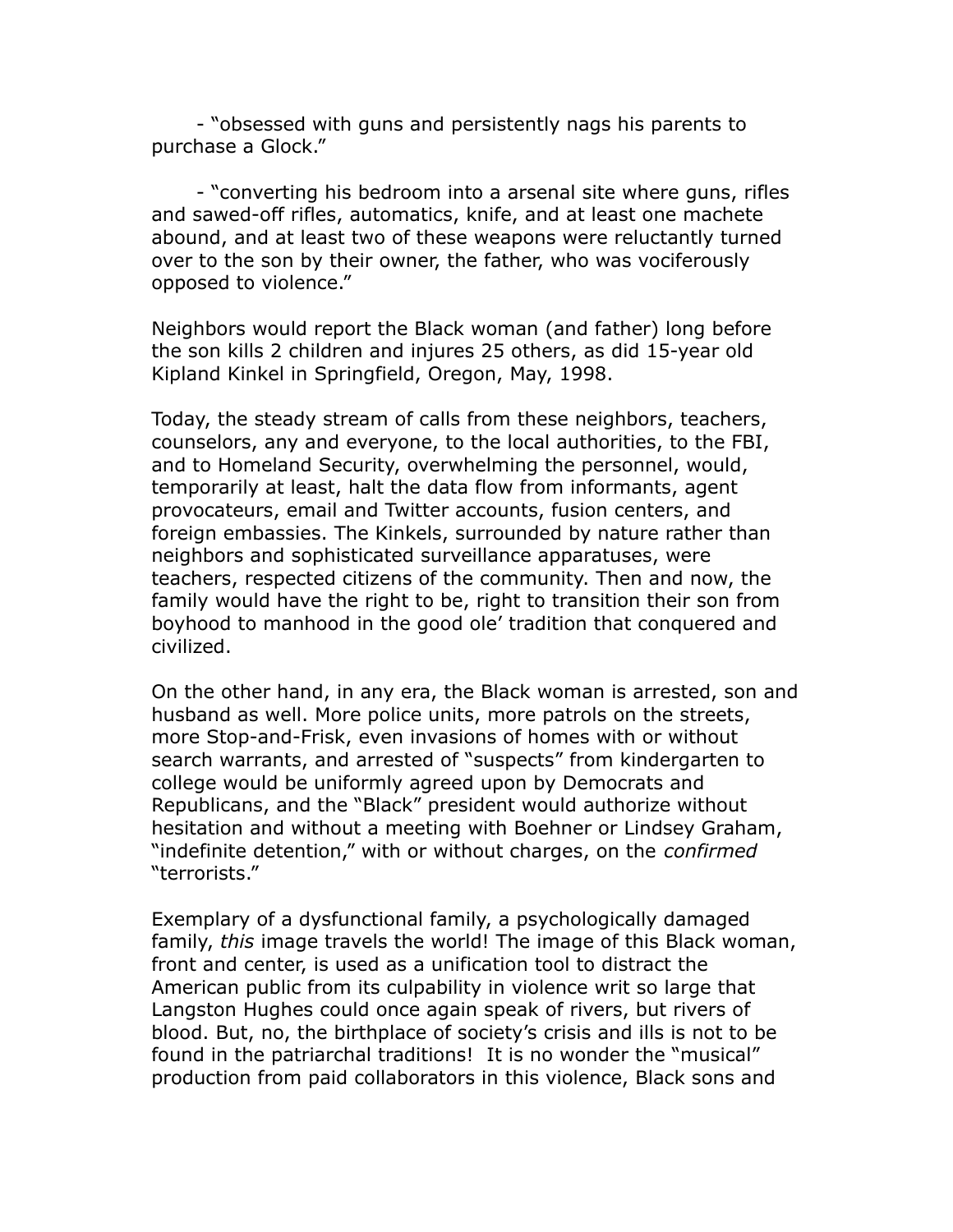- "obsessed with guns and persistently nags his parents to purchase a Glock."

- "converting his bedroom into a arsenal site where guns, rifles and sawed-off rifles, automatics, knife, and at least one machete abound, and at least two of these weapons were reluctantly turned over to the son by their owner, the father, who was vociferously opposed to violence."

Neighbors would report the Black woman (and father) long before the son kills 2 children and injures 25 others, as did 15-year old Kipland Kinkel in Springfield, Oregon, May, 1998.

Today, the steady stream of calls from these neighbors, teachers, counselors, any and everyone, to the local authorities, to the FBI, and to Homeland Security, overwhelming the personnel, would, temporarily at least, halt the data flow from informants, agent provocateurs, email and Twitter accounts, fusion centers, and foreign embassies. The Kinkels, surrounded by nature rather than neighbors and sophisticated surveillance apparatuses, were teachers, respected citizens of the community. Then and now, the family would have the right to be, right to transition their son from boyhood to manhood in the good ole' tradition that conquered and civilized.

On the other hand, in any era, the Black woman is arrested, son and husband as well. More police units, more patrols on the streets, more Stop-and-Frisk, even invasions of homes with or without search warrants, and arrested of "suspects" from kindergarten to college would be uniformly agreed upon by Democrats and Republicans, and the "Black" president would authorize without hesitation and without a meeting with Boehner or Lindsey Graham, "indefinite detention," with or without charges, on the *confirmed* "terrorists."

Exemplary of a dysfunctional family, a psychologically damaged family, *this* image travels the world! The image of this Black woman, front and center, is used as a unification tool to distract the American public from its culpability in violence writ so large that Langston Hughes could once again speak of rivers, but rivers of blood. But, no, the birthplace of society's crisis and ills is not to be found in the patriarchal traditions! It is no wonder the "musical" production from paid collaborators in this violence, Black sons and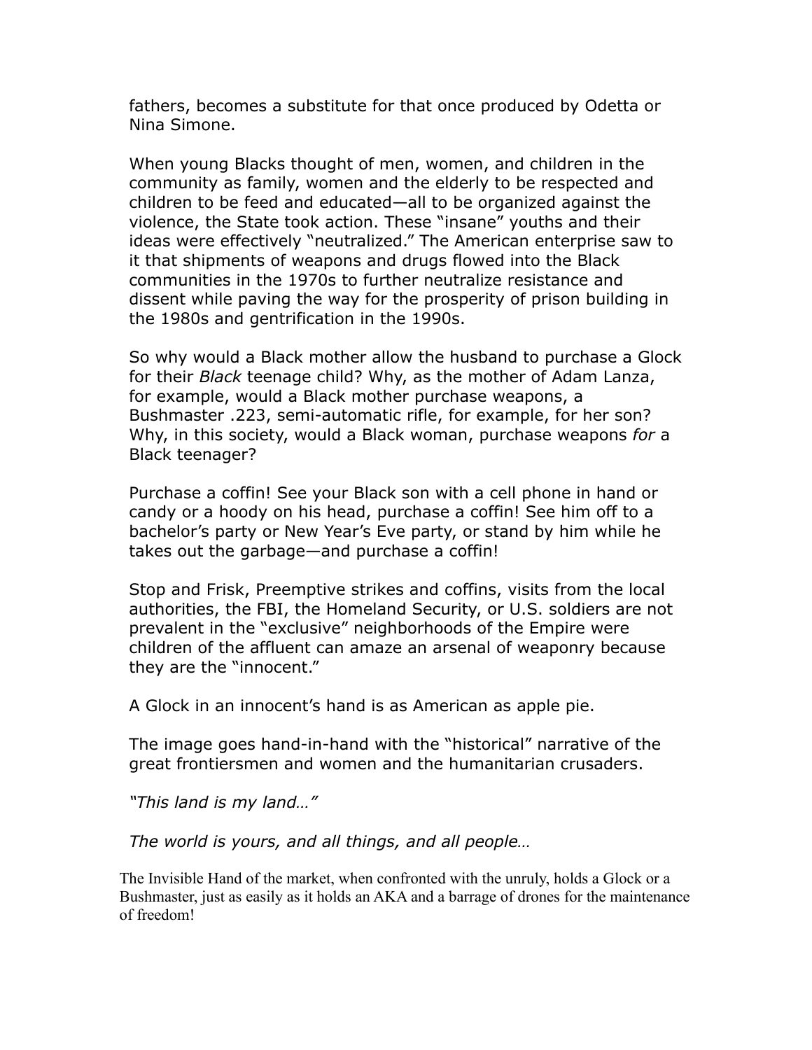fathers, becomes a substitute for that once produced by Odetta or Nina Simone.

When young Blacks thought of men, women, and children in the community as family, women and the elderly to be respected and children to be feed and educated—all to be organized against the violence, the State took action. These "insane" youths and their ideas were effectively "neutralized." The American enterprise saw to it that shipments of weapons and drugs flowed into the Black communities in the 1970s to further neutralize resistance and dissent while paving the way for the prosperity of prison building in the 1980s and gentrification in the 1990s.

So why would a Black mother allow the husband to purchase a Glock for their *Black* teenage child? Why, as the mother of Adam Lanza, for example, would a Black mother purchase weapons, a Bushmaster .223, semi-automatic rifle, for example, for her son? Why, in this society, would a Black woman, purchase weapons *for* a Black teenager?

Purchase a coffin! See your Black son with a cell phone in hand or candy or a hoody on his head, purchase a coffin! See him off to a bachelor's party or New Year's Eve party, or stand by him while he takes out the garbage—and purchase a coffin!

Stop and Frisk, Preemptive strikes and coffins, visits from the local authorities, the FBI, the Homeland Security, or U.S. soldiers are not prevalent in the "exclusive" neighborhoods of the Empire were children of the affluent can amaze an arsenal of weaponry because they are the "innocent."

A Glock in an innocent's hand is as American as apple pie.

The image goes hand-in-hand with the "historical" narrative of the great frontiersmen and women and the humanitarian crusaders.

*"This land is my land…"*

*The world is yours, and all things, and all people…*

The Invisible Hand of the market, when confronted with the unruly, holds a Glock or a Bushmaster, just as easily as it holds an AKA and a barrage of drones for the maintenance of freedom!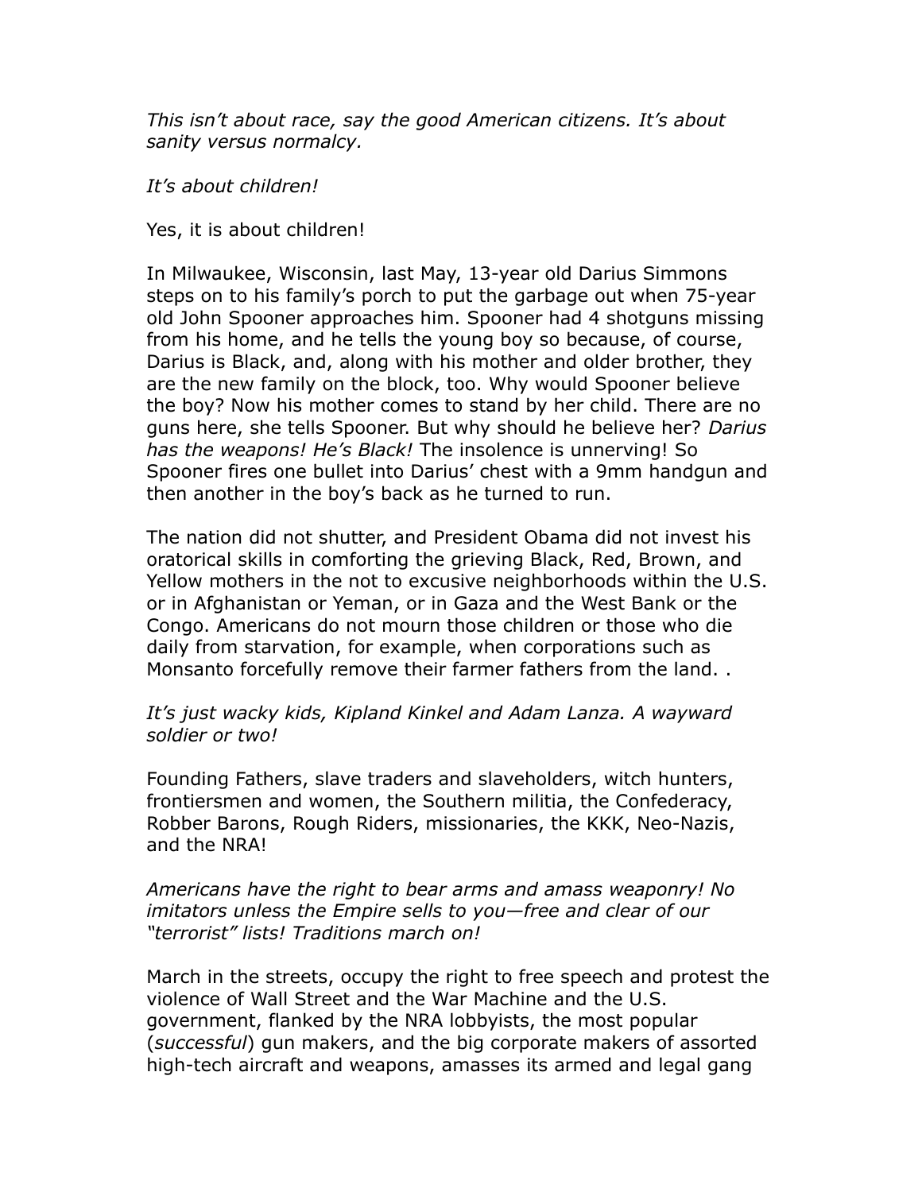*This isn't about race, say the good American citizens. It's about sanity versus normalcy.*

*It's about children!*

Yes, it is about children!

In Milwaukee, Wisconsin, last May, 13-year old Darius Simmons steps on to his family's porch to put the garbage out when 75-year old John Spooner approaches him. Spooner had 4 shotguns missing from his home, and he tells the young boy so because, of course, Darius is Black, and, along with his mother and older brother, they are the new family on the block, too. Why would Spooner believe the boy? Now his mother comes to stand by her child. There are no guns here, she tells Spooner. But why should he believe her? *Darius has the weapons! He's Black!* The insolence is unnerving! So Spooner fires one bullet into Darius' chest with a 9mm handgun and then another in the boy's back as he turned to run.

The nation did not shutter, and President Obama did not invest his oratorical skills in comforting the grieving Black, Red, Brown, and Yellow mothers in the not to excusive neighborhoods within the U.S. or in Afghanistan or Yeman, or in Gaza and the West Bank or the Congo. Americans do not mourn those children or those who die daily from starvation, for example, when corporations such as Monsanto forcefully remove their farmer fathers from the land. .

*It's just wacky kids, Kipland Kinkel and Adam Lanza. A wayward soldier or two!*

Founding Fathers, slave traders and slaveholders, witch hunters, frontiersmen and women, the Southern militia, the Confederacy, Robber Barons, Rough Riders, missionaries, the KKK, Neo-Nazis, and the NRA!

*Americans have the right to bear arms and amass weaponry! No imitators unless the Empire sells to you—free and clear of our "terrorist" lists! Traditions march on!*

March in the streets, occupy the right to free speech and protest the violence of Wall Street and the War Machine and the U.S. government, flanked by the NRA lobbyists, the most popular (*successful*) gun makers, and the big corporate makers of assorted high-tech aircraft and weapons, amasses its armed and legal gang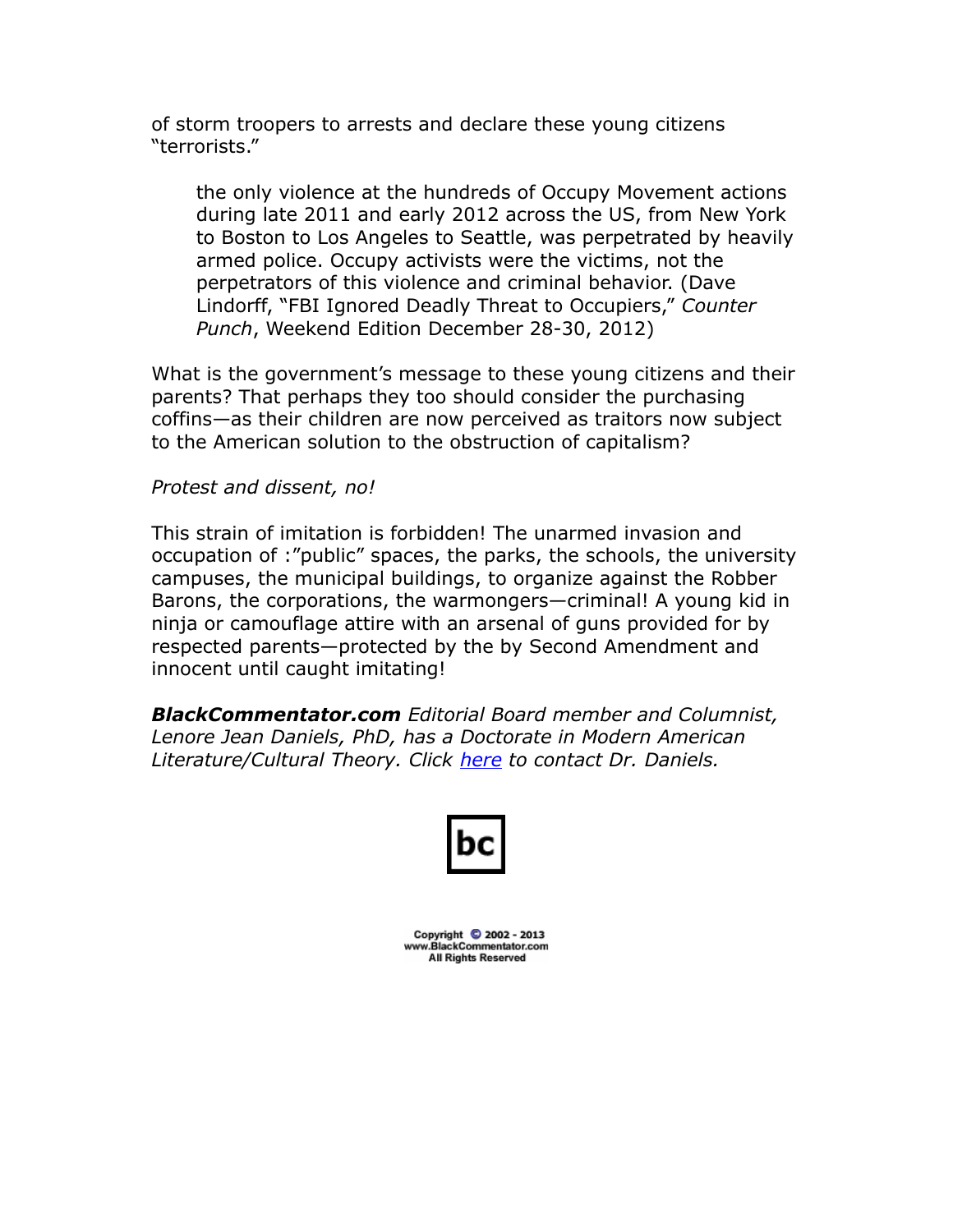of storm troopers to arrests and declare these young citizens "terrorists."

> the only violence at the hundreds of Occupy Movement actions during late 2011 and early 2012 across the US, from New York to Boston to Los Angeles to Seattle, was perpetrated by heavily armed police. Occupy activists were the victims, not the perpetrators of this violence and criminal behavior. (Dave Lindorff, "FBI Ignored Deadly Threat to Occupiers," *Counter Punch*, Weekend Edition December 28-30, 2012)

What is the government's message to these young citizens and their parents? That perhaps they too should consider the purchasing coffins—as their children are now perceived as traitors now subject to the American solution to the obstruction of capitalism?

*Protest and dissent, no!*

This strain of imitation is forbidden! The unarmed invasion and occupation of :"public" spaces, the parks, the schools, the university campuses, the municipal buildings, to organize against the Robber Barons, the corporations, the warmongers—criminal! A young kid in ninja or camouflage attire with an arsenal of guns provided for by respected parents—protected by the by Second Amendment and innocent until caught imitating!

***BlackCommentator.com*** *Editorial Board member and Columnist, Lenore Jean Daniels, PhD, has a Doctorate in Modern American Literature/Cultural Theory. Click [here]() to contact Dr. Daniels.*

bc

Copyright © 2002 - 2013
www.BlackCommentator.com
All Rights Reserved